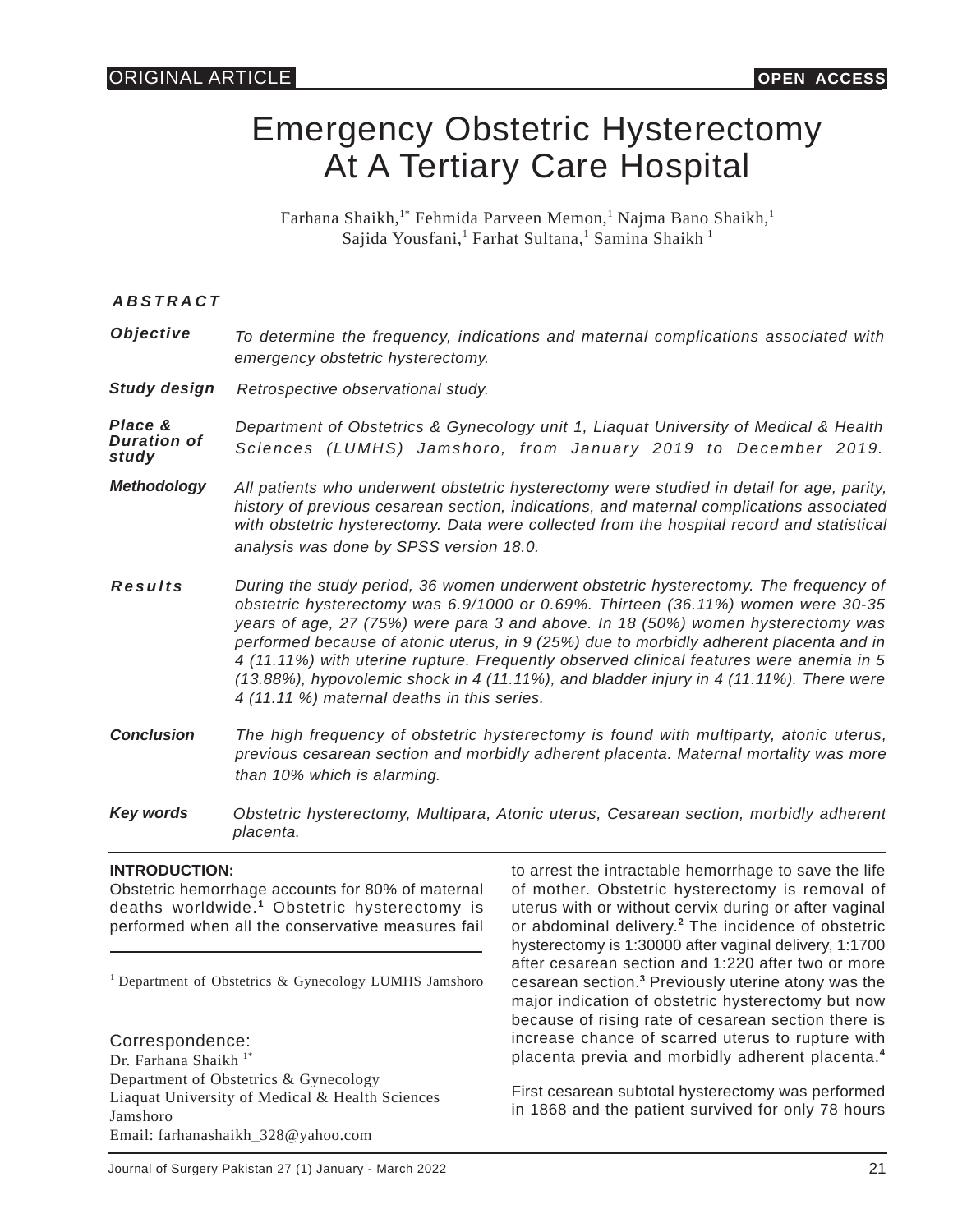ORIGINAL ARTICLE — OPEN ACCESS

# Emergency Obstetric Hysterectomy At A Tertiary Care Hospital

Farhana Shaikh,[1*] Fehmida Parveen Memon,[1] Najma Bano Shaikh,[1] Sajida Yousfani,[1] Farhat Sultana,[1] Samina Shaikh [1]

## ABSTRACT

**Objective** *To determine the frequency, indications and maternal complications associated with emergency obstetric hysterectomy.*

**Study design** *Retrospective observational study.*

**Place & Duration of study** *Department of Obstetrics & Gynecology unit 1, Liaquat University of Medical & Health Sciences (LUMHS) Jamshoro, from January 2019 to December 2019.*

**Methodology** *All patients who underwent obstetric hysterectomy were studied in detail for age, parity, history of previous cesarean section, indications, and maternal complications associated with obstetric hysterectomy. Data were collected from the hospital record and statistical analysis was done by SPSS version 18.0.*

**Results** *During the study period, 36 women underwent obstetric hysterectomy. The frequency of obstetric hysterectomy was 6.9/1000 or 0.69%. Thirteen (36.11%) women were 30-35 years of age, 27 (75%) were para 3 and above. In 18 (50%) women hysterectomy was performed because of atonic uterus, in 9 (25%) due to morbidly adherent placenta and in 4 (11.11%) with uterine rupture. Frequently observed clinical features were anemia in 5 (13.88%), hypovolemic shock in 4 (11.11%), and bladder injury in 4 (11.11%). There were 4 (11.11 %) maternal deaths in this series.*

**Conclusion** *The high frequency of obstetric hysterectomy is found with multiparty, atonic uterus, previous cesarean section and morbidly adherent placenta. Maternal mortality was more than 10% which is alarming.*

**Key words** *Obstetric hysterectomy, Multipara, Atonic uterus, Cesarean section, morbidly adherent placenta.*

## INTRODUCTION:

Obstetric hemorrhage accounts for 80% of maternal deaths worldwide.[1] Obstetric hysterectomy is performed when all the conservative measures fail to arrest the intractable hemorrhage to save the life of mother. Obstetric hysterectomy is removal of uterus with or without cervix during or after vaginal or abdominal delivery.[2] The incidence of obstetric hysterectomy is 1:30000 after vaginal delivery, 1:1700 after cesarean section and 1:220 after two or more cesarean section.[3] Previously uterine atony was the major indication of obstetric hysterectomy but now because of rising rate of cesarean section there is increase chance of scarred uterus to rupture with placenta previa and morbidly adherent placenta.[4]

First cesarean subtotal hysterectomy was performed in 1868 and the patient survived for only 78 hours

---

[1] Department of Obstetrics & Gynecology LUMHS Jamshoro

Correspondence:
Dr. Farhana Shaikh [1*]
Department of Obstetrics & Gynecology
Liaquat University of Medical & Health Sciences
Jamshoro
Email: farhanashaikh_328@yahoo.com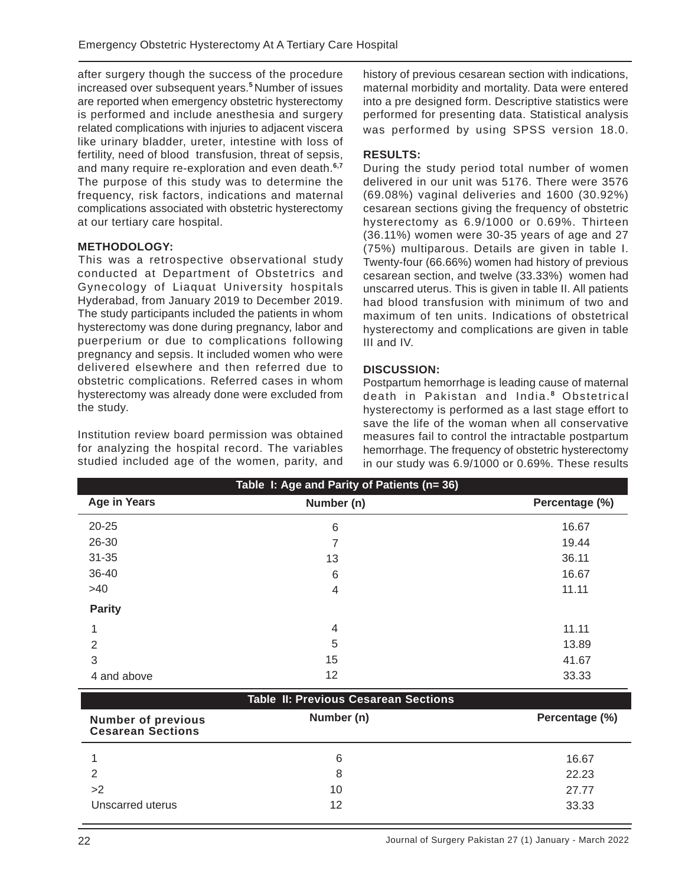after surgery though the success of the procedure increased over subsequent years.[5] Number of issues are reported when emergency obstetric hysterectomy is performed and include anesthesia and surgery related complications with injuries to adjacent viscera like urinary bladder, ureter, intestine with loss of fertility, need of blood transfusion, threat of sepsis, and many require re-exploration and even death.[6,7] The purpose of this study was to determine the frequency, risk factors, indications and maternal complications associated with obstetric hysterectomy at our tertiary care hospital.

## METHODOLOGY:

This was a retrospective observational study conducted at Department of Obstetrics and Gynecology of Liaquat University hospitals Hyderabad, from January 2019 to December 2019. The study participants included the patients in whom hysterectomy was done during pregnancy, labor and puerperium or due to complications following pregnancy and sepsis. It included women who were delivered elsewhere and then referred due to obstetric complications. Referred cases in whom hysterectomy was already done were excluded from the study.

Institution review board permission was obtained for analyzing the hospital record. The variables studied included age of the women, parity, and history of previous cesarean section with indications, maternal morbidity and mortality. Data were entered into a pre designed form. Descriptive statistics were performed for presenting data. Statistical analysis was performed by using SPSS version 18.0.

## RESULTS:

During the study period total number of women delivered in our unit was 5176. There were 3576 (69.08%) vaginal deliveries and 1600 (30.92%) cesarean sections giving the frequency of obstetric hysterectomy as 6.9/1000 or 0.69%. Thirteen (36.11%) women were 30-35 years of age and 27 (75%) multiparous. Details are given in table I. Twenty-four (66.66%) women had history of previous cesarean section, and twelve (33.33%) women had unscarred uterus. This is given in table II. All patients had blood transfusion with minimum of two and maximum of ten units. Indications of obstetrical hysterectomy and complications are given in table III and IV.

## DISCUSSION:

Postpartum hemorrhage is leading cause of maternal death in Pakistan and India.[8] Obstetrical hysterectomy is performed as a last stage effort to save the life of the woman when all conservative measures fail to control the intractable postpartum hemorrhage. The frequency of obstetric hysterectomy in our study was 6.9/1000 or 0.69%. These results

**Table I: Age and Parity of Patients (n= 36)**

| Age in Years | Number (n) | Percentage (%) |
|---|---|---|
| 20-25 | 6 | 16.67 |
| 26-30 | 7 | 19.44 |
| 31-35 | 13 | 36.11 |
| 36-40 | 6 | 16.67 |
| >40 | 4 | 11.11 |
| **Parity** | | |
| 1 | 4 | 11.11 |
| 2 | 5 | 13.89 |
| 3 | 15 | 41.67 |
| 4 and above | 12 | 33.33 |

**Table II: Previous Cesarean Sections**

| Number of previous Cesarean Sections | Number (n) | Percentage (%) |
|---|---|---|
| 1 | 6 | 16.67 |
| 2 | 8 | 22.23 |
| >2 | 10 | 27.77 |
| Unscarred uterus | 12 | 33.33 |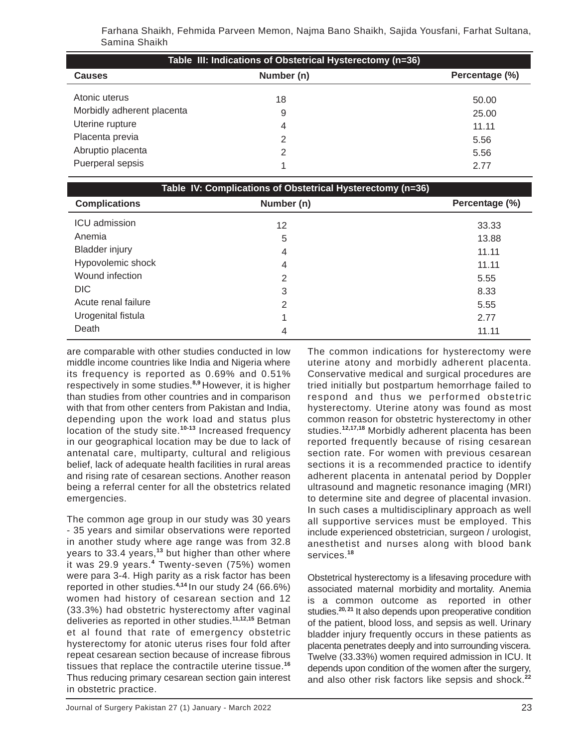**Table III: Indications of Obstetrical Hysterectomy (n=36)**

| Causes | Number (n) | Percentage (%) |
|---|---|---|
| Atonic uterus | 18 | 50.00 |
| Morbidly adherent placenta | 9 | 25.00 |
| Uterine rupture | 4 | 11.11 |
| Placenta previa | 2 | 5.56 |
| Abruptio placenta | 2 | 5.56 |
| Puerperal sepsis | 1 | 2.77 |

**Table IV: Complications of Obstetrical Hysterectomy (n=36)**

| Complications | Number (n) | Percentage (%) |
|---|---|---|
| ICU admission | 12 | 33.33 |
| Anemia | 5 | 13.88 |
| Bladder injury | 4 | 11.11 |
| Hypovolemic shock | 4 | 11.11 |
| Wound infection | 2 | 5.55 |
| DIC | 3 | 8.33 |
| Acute renal failure | 2 | 5.55 |
| Urogenital fistula | 1 | 2.77 |
| Death | 4 | 11.11 |

are comparable with other studies conducted in low middle income countries like India and Nigeria where its frequency is reported as 0.69% and 0.51% respectively in some studies.[8,9] However, it is higher than studies from other countries and in comparison with that from other centers from Pakistan and India, depending upon the work load and status plus location of the study site.[10-13] Increased frequency in our geographical location may be due to lack of antenatal care, multiparty, cultural and religious belief, lack of adequate health facilities in rural areas and rising rate of cesarean sections. Another reason being a referral center for all the obstetrics related emergencies.

The common age group in our study was 30 years - 35 years and similar observations were reported in another study where age range was from 32.8 years to 33.4 years,[13] but higher than other where it was 29.9 years.[4] Twenty-seven (75%) women were para 3-4. High parity as a risk factor has been reported in other studies.[4,14] In our study 24 (66.6%) women had history of cesarean section and 12 (33.3%) had obstetric hysterectomy after vaginal deliveries as reported in other studies.[11,12,15] Betman et al found that rate of emergency obstetric hysterectomy for atonic uterus rises four fold after repeat cesarean section because of increase fibrous tissues that replace the contractile uterine tissue.[16] Thus reducing primary cesarean section gain interest in obstetric practice.

The common indications for hysterectomy were uterine atony and morbidly adherent placenta. Conservative medical and surgical procedures are tried initially but postpartum hemorrhage failed to respond and thus we performed obstetric hysterectomy. Uterine atony was found as most common reason for obstetric hysterectomy in other studies.[12,17,18] Morbidly adherent placenta has been reported frequently because of rising cesarean section rate. For women with previous cesarean sections it is a recommended practice to identify adherent placenta in antenatal period by Doppler ultrasound and magnetic resonance imaging (MRI) to determine site and degree of placental invasion. In such cases a multidisciplinary approach as well all supportive services must be employed. This include experienced obstetrician, surgeon / urologist, anesthetist and nurses along with blood bank services.[18]

Obstetrical hysterectomy is a lifesaving procedure with associated maternal morbidity and mortality. Anemia is a common outcome as reported in other studies.[20, 21] It also depends upon preoperative condition of the patient, blood loss, and sepsis as well. Urinary bladder injury frequently occurs in these patients as placenta penetrates deeply and into surrounding viscera. Twelve (33.33%) women required admission in ICU. It depends upon condition of the women after the surgery, and also other risk factors like sepsis and shock.[22]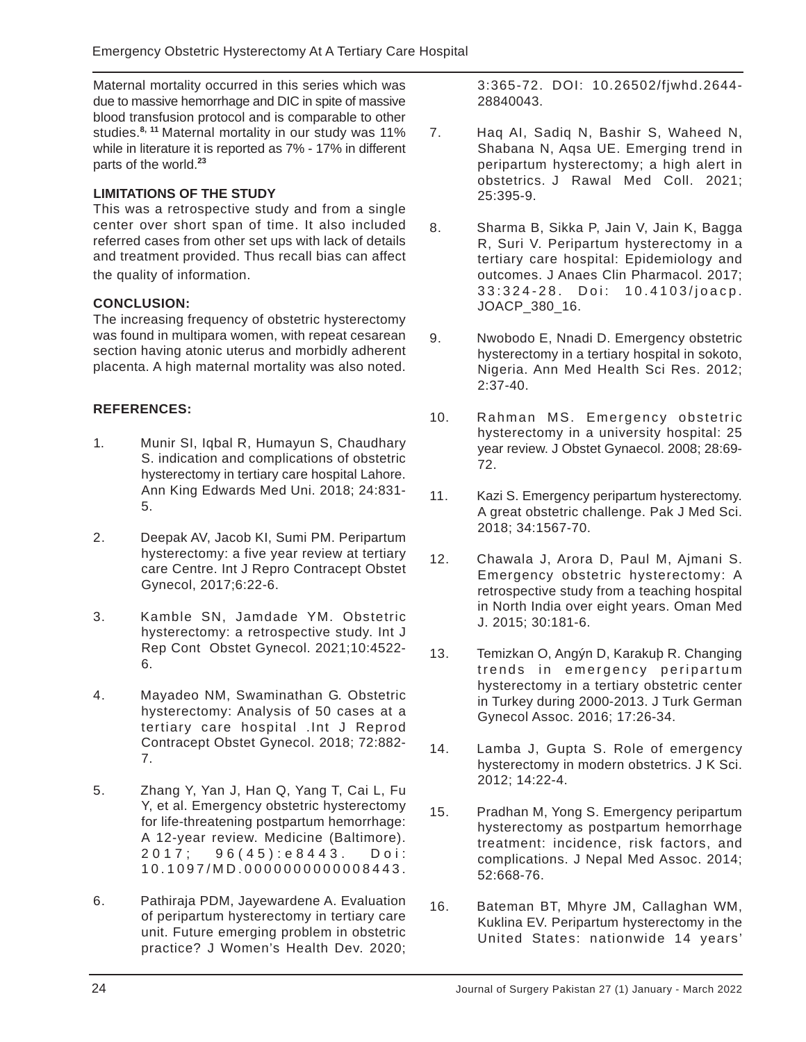Maternal mortality occurred in this series which was due to massive hemorrhage and DIC in spite of massive blood transfusion protocol and is comparable to other studies.[8, 11] Maternal mortality in our study was 11% while in literature it is reported as 7% - 17% in different parts of the world.[23]

## LIMITATIONS OF THE STUDY

This was a retrospective study and from a single center over short span of time. It also included referred cases from other set ups with lack of details and treatment provided. Thus recall bias can affect the quality of information.

## CONCLUSION:

The increasing frequency of obstetric hysterectomy was found in multipara women, with repeat cesarean section having atonic uterus and morbidly adherent placenta. A high maternal mortality was also noted.

## REFERENCES:

1. Munir SI, Iqbal R, Humayun S, Chaudhary S. indication and complications of obstetric hysterectomy in tertiary care hospital Lahore. Ann King Edwards Med Uni. 2018; 24:831-5.

2. Deepak AV, Jacob KI, Sumi PM. Peripartum hysterectomy: a five year review at tertiary care Centre. Int J Repro Contracept Obstet Gynecol, 2017;6:22-6.

3. Kamble SN, Jamdade YM. Obstetric hysterectomy: a retrospective study. Int J Rep Cont Obstet Gynecol. 2021;10:4522-6.

4. Mayadeo NM, Swaminathan G. Obstetric hysterectomy: Analysis of 50 cases at a tertiary care hospital .Int J Reprod Contracept Obstet Gynecol. 2018; 72:882-7.

5. Zhang Y, Yan J, Han Q, Yang T, Cai L, Fu Y, et al. Emergency obstetric hysterectomy for life-threatening postpartum hemorrhage: A 12-year review. Medicine (Baltimore). 2017; 96(45):e8443. Doi: 10.1097/MD.0000000000008443.

6. Pathiraja PDM, Jayewardene A. Evaluation of peripartum hysterectomy in tertiary care unit. Future emerging problem in obstetric practice? J Women's Health Dev. 2020; 3:365-72. DOI: 10.26502/fjwhd.2644-28840043.

7. Haq AI, Sadiq N, Bashir S, Waheed N, Shabana N, Aqsa UE. Emerging trend in peripartum hysterectomy; a high alert in obstetrics. J Rawal Med Coll. 2021; 25:395-9.

8. Sharma B, Sikka P, Jain V, Jain K, Bagga R, Suri V. Peripartum hysterectomy in a tertiary care hospital: Epidemiology and outcomes. J Anaes Clin Pharmacol. 2017; 33:324-28. Doi: 10.4103/joacp. JOACP_380_16.

9. Nwobodo E, Nnadi D. Emergency obstetric hysterectomy in a tertiary hospital in sokoto, Nigeria. Ann Med Health Sci Res. 2012; 2:37-40.

10. Rahman MS. Emergency obstetric hysterectomy in a university hospital: 25 year review. J Obstet Gynaecol. 2008; 28:69-72.

11. Kazi S. Emergency peripartum hysterectomy. A great obstetric challenge. Pak J Med Sci. 2018; 34:1567-70.

12. Chawala J, Arora D, Paul M, Ajmani S. Emergency obstetric hysterectomy: A retrospective study from a teaching hospital in North India over eight years. Oman Med J. 2015; 30:181-6.

13. Temizkan O, Angýn D, Karakuþ R. Changing trends in emergency peripartum hysterectomy in a tertiary obstetric center in Turkey during 2000-2013. J Turk German Gynecol Assoc. 2016; 17:26-34.

14. Lamba J, Gupta S. Role of emergency hysterectomy in modern obstetrics. J K Sci. 2012; 14:22-4.

15. Pradhan M, Yong S. Emergency peripartum hysterectomy as postpartum hemorrhage treatment: incidence, risk factors, and complications. J Nepal Med Assoc. 2014; 52:668-76.

16. Bateman BT, Mhyre JM, Callaghan WM, Kuklina EV. Peripartum hysterectomy in the United States: nationwide 14 years'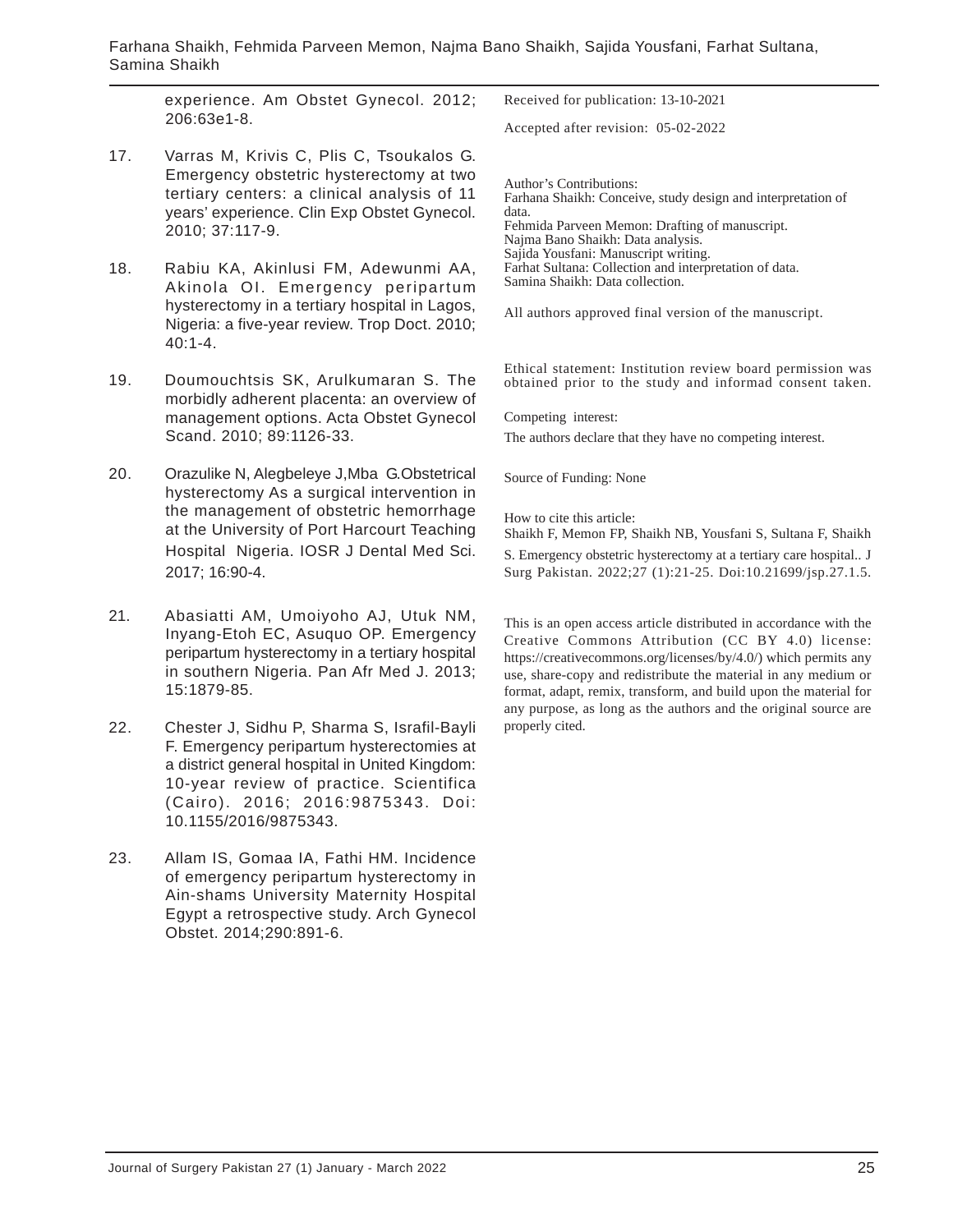experience. Am Obstet Gynecol. 2012; 206:63e1-8.

17. Varras M, Krivis C, Plis C, Tsoukalos G. Emergency obstetric hysterectomy at two tertiary centers: a clinical analysis of 11 years' experience. Clin Exp Obstet Gynecol. 2010; 37:117-9.

18. Rabiu KA, Akinlusi FM, Adewunmi AA, Akinola OI. Emergency peripartum hysterectomy in a tertiary hospital in Lagos, Nigeria: a five-year review. Trop Doct. 2010; 40:1-4.

19. Doumouchtsis SK, Arulkumaran S. The morbidly adherent placenta: an overview of management options. Acta Obstet Gynecol Scand. 2010; 89:1126-33.

20. Orazulike N, Alegbeleye J,Mba G.Obstetrical hysterectomy As a surgical intervention in the management of obstetric hemorrhage at the University of Port Harcourt Teaching Hospital Nigeria. IOSR J Dental Med Sci. 2017; 16:90-4.

21. Abasiatti AM, Umoiyoho AJ, Utuk NM, Inyang-Etoh EC, Asuquo OP. Emergency peripartum hysterectomy in a tertiary hospital in southern Nigeria. Pan Afr Med J. 2013; 15:1879-85.

22. Chester J, Sidhu P, Sharma S, Israfil-Bayli F. Emergency peripartum hysterectomies at a district general hospital in United Kingdom: 10-year review of practice. Scientifica (Cairo). 2016; 2016:9875343. Doi: 10.1155/2016/9875343.

23. Allam IS, Gomaa IA, Fathi HM. Incidence of emergency peripartum hysterectomy in Ain-shams University Maternity Hospital Egypt a retrospective study. Arch Gynecol Obstet. 2014;290:891-6.

Received for publication: 13-10-2021

Accepted after revision: 05-02-2022

Author's Contributions:
Farhana Shaikh: Conceive, study design and interpretation of data.
Fehmida Parveen Memon: Drafting of manuscript.
Najma Bano Shaikh: Data analysis.
Sajida Yousfani: Manuscript writing.
Farhat Sultana: Collection and interpretation of data.
Samina Shaikh: Data collection.

All authors approved final version of the manuscript.

Ethical statement: Institution review board permission was obtained prior to the study and informad consent taken.

Competing interest:
The authors declare that they have no competing interest.

Source of Funding: None

How to cite this article:
Shaikh F, Memon FP, Shaikh NB, Yousfani S, Sultana F, Shaikh S. Emergency obstetric hysterectomy at a tertiary care hospital.. J Surg Pakistan. 2022;27 (1):21-25. Doi:10.21699/jsp.27.1.5.

This is an open access article distributed in accordance with the Creative Commons Attribution (CC BY 4.0) license: https://creativecommons.org/licenses/by/4.0/) which permits any use, share-copy and redistribute the material in any medium or format, adapt, remix, transform, and build upon the material for any purpose, as long as the authors and the original source are properly cited.